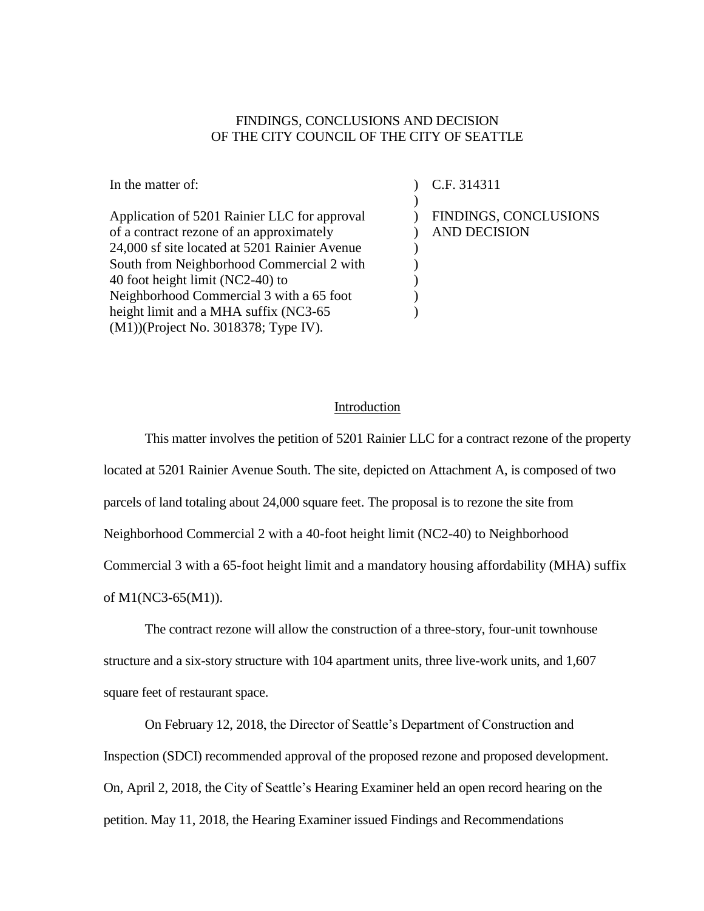FINDINGS, CONCLUSIONS AND DECISION
OF THE CITY COUNCIL OF THE CITY OF SEATTLE

| | | |
|---|---|---|
| In the matter of: | ) | C.F. 314311 |
| | ) | |
| Application of 5201 Rainier LLC for approval of a contract rezone of an approximately 24,000 sf site located at 5201 Rainier Avenue South from Neighborhood Commercial 2 with 40 foot height limit (NC2-40) to Neighborhood Commercial 3 with a 65 foot height limit and a MHA suffix (NC3-65 (M1))(Project No. 3018378; Type IV). | ) ) ) ) ) ) ) | FINDINGS, CONCLUSIONS AND DECISION |

## Introduction

This matter involves the petition of 5201 Rainier LLC for a contract rezone of the property located at 5201 Rainier Avenue South. The site, depicted on Attachment A, is composed of two parcels of land totaling about 24,000 square feet. The proposal is to rezone the site from Neighborhood Commercial 2 with a 40-foot height limit (NC2-40) to Neighborhood Commercial 3 with a 65-foot height limit and a mandatory housing affordability (MHA) suffix of M1(NC3-65(M1)).

The contract rezone will allow the construction of a three-story, four-unit townhouse structure and a six-story structure with 104 apartment units, three live-work units, and 1,607 square feet of restaurant space.

On February 12, 2018, the Director of Seattle's Department of Construction and Inspection (SDCI) recommended approval of the proposed rezone and proposed development. On, April 2, 2018, the City of Seattle's Hearing Examiner held an open record hearing on the petition. May 11, 2018, the Hearing Examiner issued Findings and Recommendations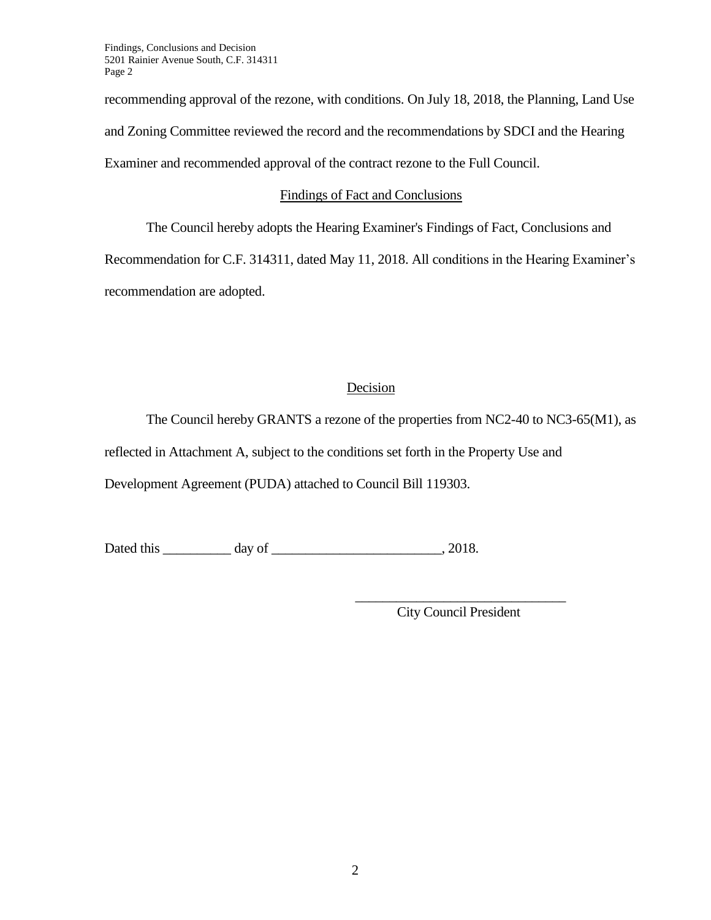recommending approval of the rezone, with conditions. On July 18, 2018, the Planning, Land Use and Zoning Committee reviewed the record and the recommendations by SDCI and the Hearing Examiner and recommended approval of the contract rezone to the Full Council.

## Findings of Fact and Conclusions

The Council hereby adopts the Hearing Examiner's Findings of Fact, Conclusions and Recommendation for C.F. 314311, dated May 11, 2018. All conditions in the Hearing Examiner's recommendation are adopted.

## Decision

The Council hereby GRANTS a rezone of the properties from NC2-40 to NC3-65(M1), as reflected in Attachment A, subject to the conditions set forth in the Property Use and Development Agreement (PUDA) attached to Council Bill 119303.

Dated this __________ day of ________________________, 2018.

______________________________
City Council President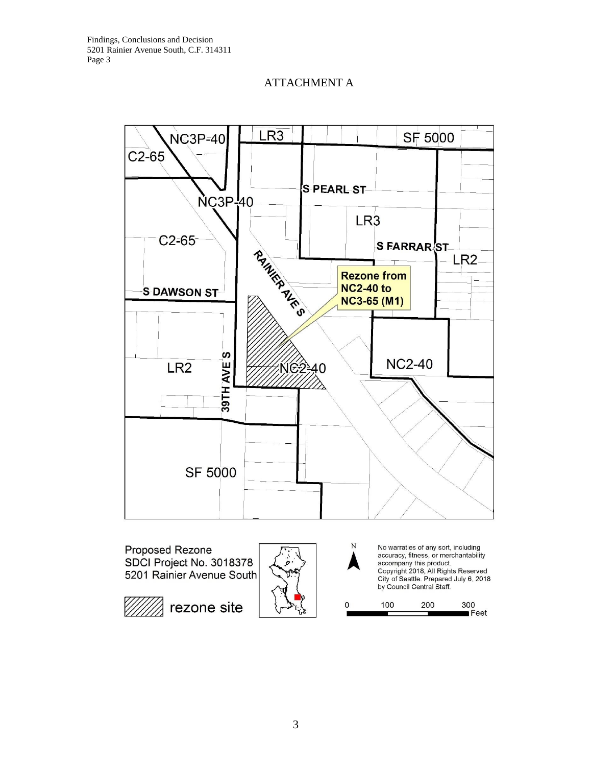# ATTACHMENT A

NC3P-40

LR3

SF 5000

C2-65

S PEARL ST

NC3P-40

LR3

C2-65

S FARRAR ST

LR2

RAINIER AVE S

Rezone from NC2-40 to NC3-65 (M1)

S DAWSON ST

39TH AVE S

LR2

NC2-40

NC2-40

SF 5000

Proposed Rezone
SDCI Project No. 3018378
5201 Rainier Avenue South

rezone site

N

No warraties of any sort, including accuracy, fitness, or merchantability accompany this product.
Copyright 2018, All Rights Reserved
City of Seattle. Prepared July 6, 2018 by Council Central Staff.

0 100 200 300 Feet